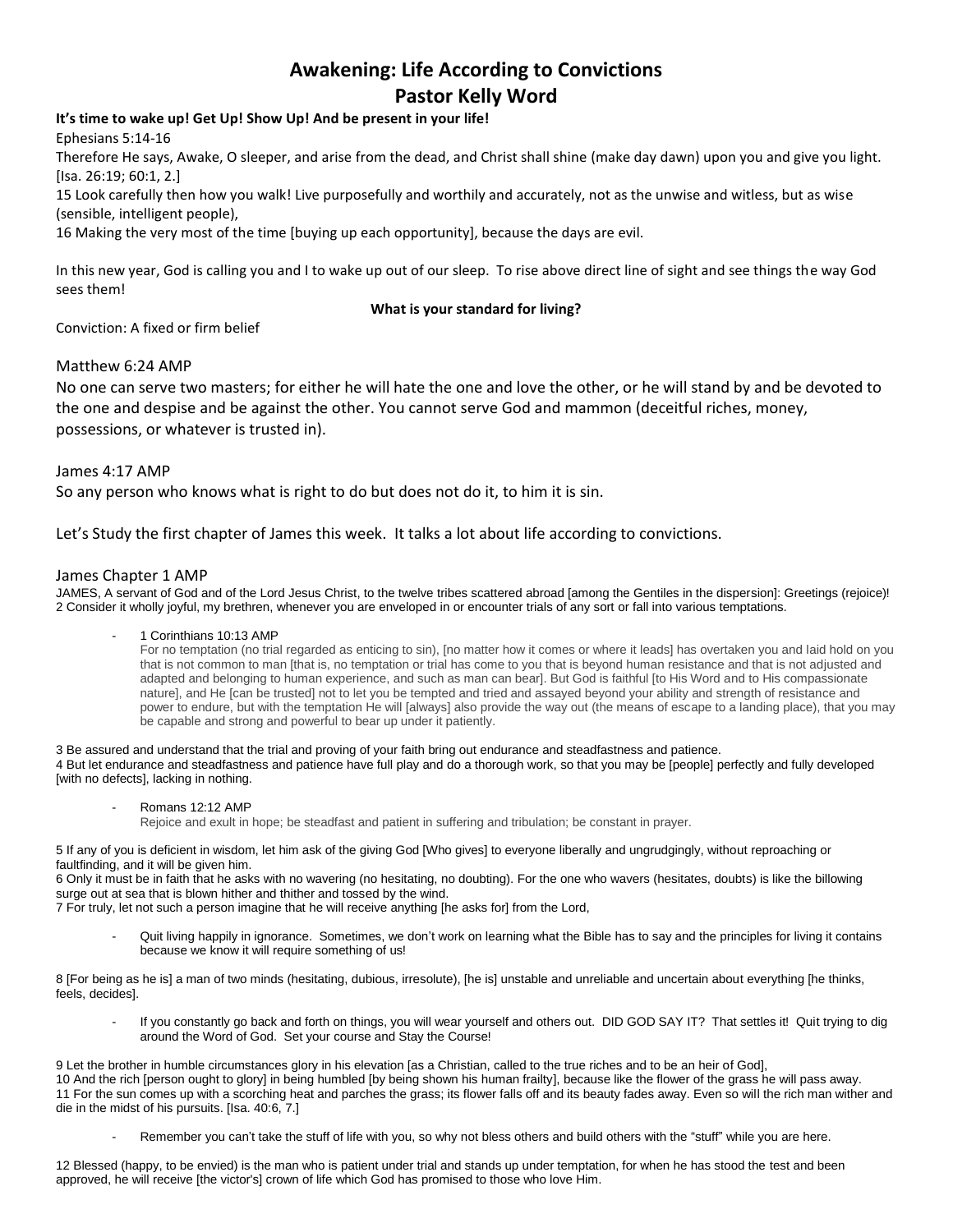# Awakening: Life According to Convictions
# Pastor Kelly Word

**It's time to wake up! Get Up! Show Up! And be present in your life!**

Ephesians 5:14-16

Therefore He says, Awake, O sleeper, and arise from the dead, and Christ shall shine (make day dawn) upon you and give you light. [Isa. 26:19; 60:1, 2.]

15 Look carefully then how you walk! Live purposefully and worthily and accurately, not as the unwise and witless, but as wise (sensible, intelligent people),

16 Making the very most of the time [buying up each opportunity], because the days are evil.

In this new year, God is calling you and I to wake up out of our sleep. To rise above direct line of sight and see things the way God sees them!

**What is your standard for living?**

Conviction: A fixed or firm belief

Matthew 6:24 AMP

No one can serve two masters; for either he will hate the one and love the other, or he will stand by and be devoted to the one and despise and be against the other. You cannot serve God and mammon (deceitful riches, money, possessions, or whatever is trusted in).

James 4:17 AMP

So any person who knows what is right to do but does not do it, to him it is sin.

Let's Study the first chapter of James this week. It talks a lot about life according to convictions.

James Chapter 1 AMP

JAMES, A servant of God and of the Lord Jesus Christ, to the twelve tribes scattered abroad [among the Gentiles in the dispersion]: Greetings (rejoice)!
2 Consider it wholly joyful, my brethren, whenever you are enveloped in or encounter trials of any sort or fall into various temptations.

- 1 Corinthians 10:13 AMP
  For no temptation (no trial regarded as enticing to sin), [no matter how it comes or where it leads] has overtaken you and laid hold on you that is not common to man [that is, no temptation or trial has come to you that is beyond human resistance and that is not adjusted and adapted and belonging to human experience, and such as man can bear]. But God is faithful [to His Word and to His compassionate nature], and He [can be trusted] not to let you be tempted and tried and assayed beyond your ability and strength of resistance and power to endure, but with the temptation He will [always] also provide the way out (the means of escape to a landing place), that you may be capable and strong and powerful to bear up under it patiently.

3 Be assured and understand that the trial and proving of your faith bring out endurance and steadfastness and patience.
4 But let endurance and steadfastness and patience have full play and do a thorough work, so that you may be [people] perfectly and fully developed [with no defects], lacking in nothing.

- Romans 12:12 AMP
  Rejoice and exult in hope; be steadfast and patient in suffering and tribulation; be constant in prayer.

5 If any of you is deficient in wisdom, let him ask of the giving God [Who gives] to everyone liberally and ungrudgingly, without reproaching or faultfinding, and it will be given him.
6 Only it must be in faith that he asks with no wavering (no hesitating, no doubting). For the one who wavers (hesitates, doubts) is like the billowing surge out at sea that is blown hither and thither and tossed by the wind.
7 For truly, let not such a person imagine that he will receive anything [he asks for] from the Lord,

- Quit living happily in ignorance. Sometimes, we don't work on learning what the Bible has to say and the principles for living it contains because we know it will require something of us!

8 [For being as he is] a man of two minds (hesitating, dubious, irresolute), [he is] unstable and unreliable and uncertain about everything [he thinks, feels, decides].

- If you constantly go back and forth on things, you will wear yourself and others out. DID GOD SAY IT? That settles it! Quit trying to dig around the Word of God. Set your course and Stay the Course!

9 Let the brother in humble circumstances glory in his elevation [as a Christian, called to the true riches and to be an heir of God],
10 And the rich [person ought to glory] in being humbled [by being shown his human frailty], because like the flower of the grass he will pass away.
11 For the sun comes up with a scorching heat and parches the grass; its flower falls off and its beauty fades away. Even so will the rich man wither and die in the midst of his pursuits. [Isa. 40:6, 7.]

- Remember you can't take the stuff of life with you, so why not bless others and build others with the "stuff" while you are here.

12 Blessed (happy, to be envied) is the man who is patient under trial and stands up under temptation, for when he has stood the test and been approved, he will receive [the victor's] crown of life which God has promised to those who love Him.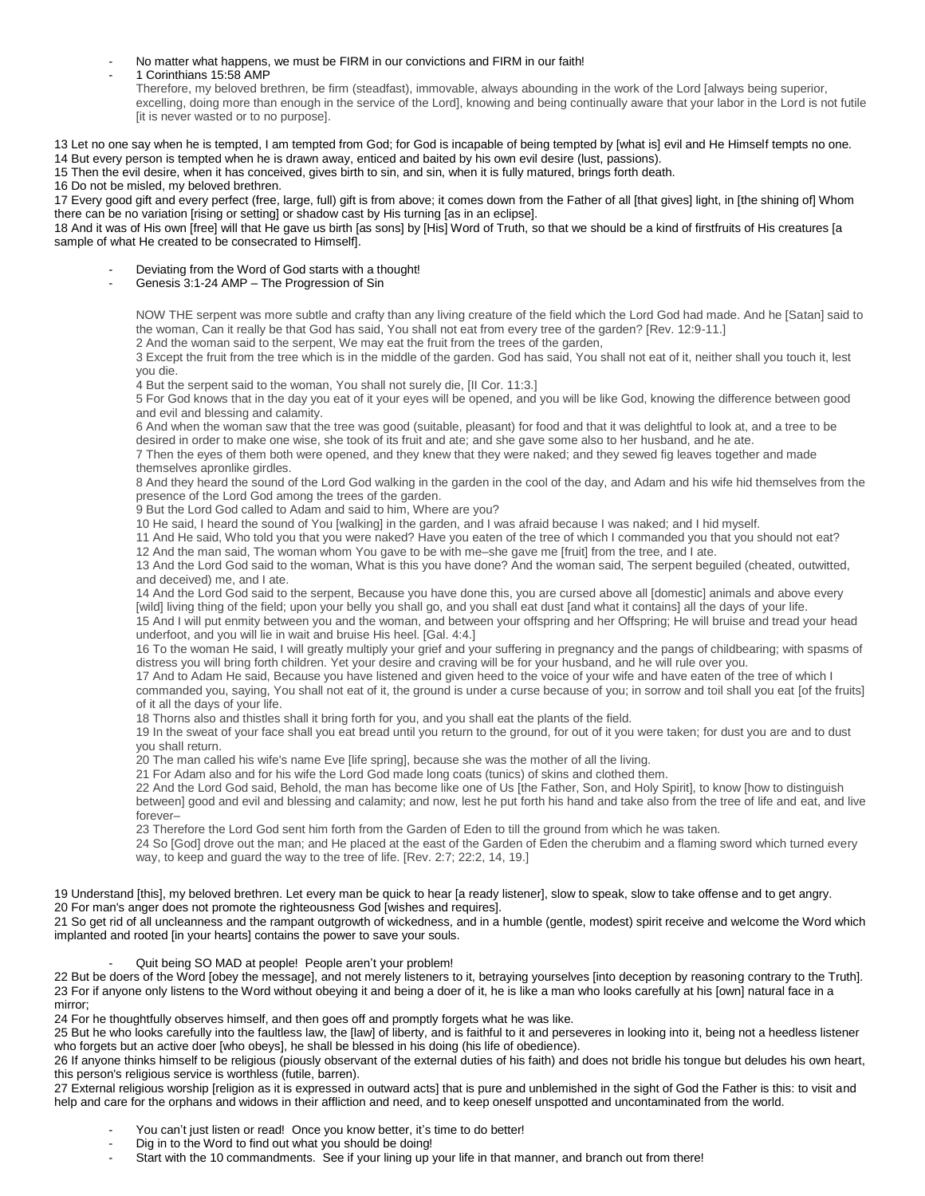- No matter what happens, we must be FIRM in our convictions and FIRM in our faith!
- 1 Corinthians 15:58 AMP

  Therefore, my beloved brethren, be firm (steadfast), immovable, always abounding in the work of the Lord [always being superior, excelling, doing more than enough in the service of the Lord], knowing and being continually aware that your labor in the Lord is not futile [it is never wasted or to no purpose].

13 Let no one say when he is tempted, I am tempted from God; for God is incapable of being tempted by [what is] evil and He Himself tempts no one.
14 But every person is tempted when he is drawn away, enticed and baited by his own evil desire (lust, passions).
15 Then the evil desire, when it has conceived, gives birth to sin, and sin, when it is fully matured, brings forth death.
16 Do not be misled, my beloved brethren.
17 Every good gift and every perfect (free, large, full) gift is from above; it comes down from the Father of all [that gives] light, in [the shining of] Whom there can be no variation [rising or setting] or shadow cast by His turning [as in an eclipse].
18 And it was of His own [free] will that He gave us birth [as sons] by [His] Word of Truth, so that we should be a kind of firstfruits of His creatures [a sample of what He created to be consecrated to Himself].

- Deviating from the Word of God starts with a thought!
- Genesis 3:1-24 AMP – The Progression of Sin

  NOW THE serpent was more subtle and crafty than any living creature of the field which the Lord God had made. And he [Satan] said to the woman, Can it really be that God has said, You shall not eat from every tree of the garden? [Rev. 12:9-11.]
  2 And the woman said to the serpent, We may eat the fruit from the trees of the garden,
  3 Except the fruit from the tree which is in the middle of the garden. God has said, You shall not eat of it, neither shall you touch it, lest you die.
  4 But the serpent said to the woman, You shall not surely die, [II Cor. 11:3.]
  5 For God knows that in the day you eat of it your eyes will be opened, and you will be like God, knowing the difference between good and evil and blessing and calamity.
  6 And when the woman saw that the tree was good (suitable, pleasant) for food and that it was delightful to look at, and a tree to be desired in order to make one wise, she took of its fruit and ate; and she gave some also to her husband, and he ate.
  7 Then the eyes of them both were opened, and they knew that they were naked; and they sewed fig leaves together and made themselves apronlike girdles.
  8 And they heard the sound of the Lord God walking in the garden in the cool of the day, and Adam and his wife hid themselves from the presence of the Lord God among the trees of the garden.
  9 But the Lord God called to Adam and said to him, Where are you?
  10 He said, I heard the sound of You [walking] in the garden, and I was afraid because I was naked; and I hid myself.
  11 And He said, Who told you that you were naked? Have you eaten of the tree of which I commanded you that you should not eat?
  12 And the man said, The woman whom You gave to be with me–she gave me [fruit] from the tree, and I ate.
  13 And the Lord God said to the woman, What is this you have done? And the woman said, The serpent beguiled (cheated, outwitted, and deceived) me, and I ate.
  14 And the Lord God said to the serpent, Because you have done this, you are cursed above all [domestic] animals and above every [wild] living thing of the field; upon your belly you shall go, and you shall eat dust [and what it contains] all the days of your life.
  15 And I will put enmity between you and the woman, and between your offspring and her Offspring; He will bruise and tread your head underfoot, and you will lie in wait and bruise His heel. [Gal. 4:4.]
  16 To the woman He said, I will greatly multiply your grief and your suffering in pregnancy and the pangs of childbearing; with spasms of distress you will bring forth children. Yet your desire and craving will be for your husband, and he will rule over you.
  17 And to Adam He said, Because you have listened and given heed to the voice of your wife and have eaten of the tree of which I commanded you, saying, You shall not eat of it, the ground is under a curse because of you; in sorrow and toil shall you eat [of the fruits] of it all the days of your life.
  18 Thorns also and thistles shall it bring forth for you, and you shall eat the plants of the field.
  19 In the sweat of your face shall you eat bread until you return to the ground, for out of it you were taken; for dust you are and to dust you shall return.
  20 The man called his wife's name Eve [life spring], because she was the mother of all the living.
  21 For Adam also and for his wife the Lord God made long coats (tunics) of skins and clothed them.
  22 And the Lord God said, Behold, the man has become like one of Us [the Father, Son, and Holy Spirit], to know [how to distinguish between] good and evil and blessing and calamity; and now, lest he put forth his hand and take also from the tree of life and eat, and live forever–
  23 Therefore the Lord God sent him forth from the Garden of Eden to till the ground from which he was taken.
  24 So [God] drove out the man; and He placed at the east of the Garden of Eden the cherubim and a flaming sword which turned every way, to keep and guard the way to the tree of life. [Rev. 2:7; 22:2, 14, 19.]

19 Understand [this], my beloved brethren. Let every man be quick to hear [a ready listener], slow to speak, slow to take offense and to get angry.
20 For man's anger does not promote the righteousness God [wishes and requires].
21 So get rid of all uncleanness and the rampant outgrowth of wickedness, and in a humble (gentle, modest) spirit receive and welcome the Word which implanted and rooted [in your hearts] contains the power to save your souls.

- Quit being SO MAD at people! People aren't your problem!

22 But be doers of the Word [obey the message], and not merely listeners to it, betraying yourselves [into deception by reasoning contrary to the Truth].
23 For if anyone only listens to the Word without obeying it and being a doer of it, he is like a man who looks carefully at his [own] natural face in a mirror;
24 For he thoughtfully observes himself, and then goes off and promptly forgets what he was like.
25 But he who looks carefully into the faultless law, the [law] of liberty, and is faithful to it and perseveres in looking into it, being not a heedless listener who forgets but an active doer [who obeys], he shall be blessed in his doing (his life of obedience).
26 If anyone thinks himself to be religious (piously observant of the external duties of his faith) and does not bridle his tongue but deludes his own heart, this person's religious service is worthless (futile, barren).
27 External religious worship [religion as it is expressed in outward acts] that is pure and unblemished in the sight of God the Father is this: to visit and help and care for the orphans and widows in their affliction and need, and to keep oneself unspotted and uncontaminated from the world.

- You can't just listen or read! Once you know better, it's time to do better!
- Dig in to the Word to find out what you should be doing!
- Start with the 10 commandments. See if your lining up your life in that manner, and branch out from there!